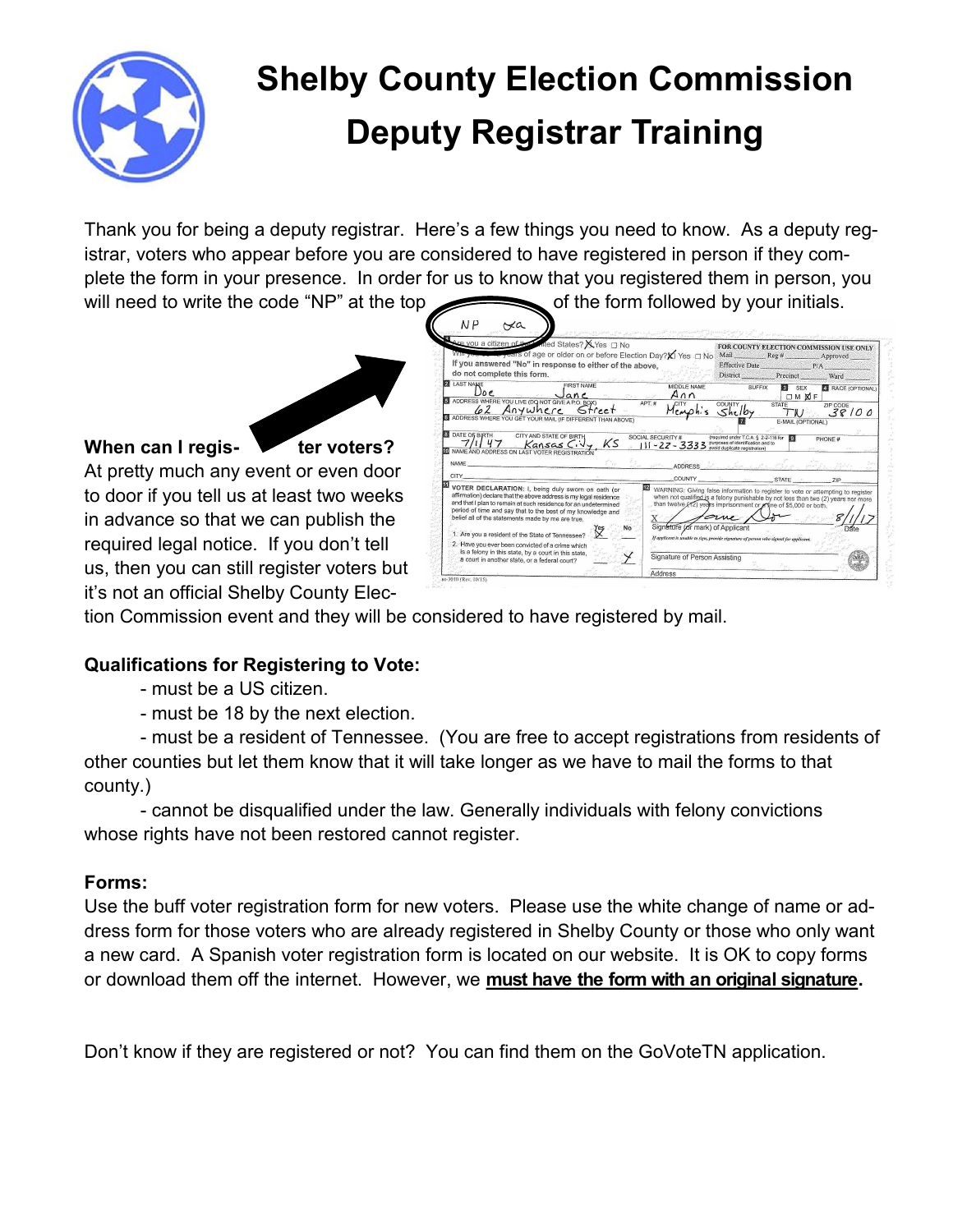# Shelby County Election Commission Deputy Registrar Training

Thank you for being a deputy registrar. Here's a few things you need to know. As a deputy registrar, voters who appear before you are considered to have registered in person if they complete the form in your presence. In order for us to know that you registered them in person, you will need to write the code "NP" at the top of the form followed by your initials.

**When can I register voters?** At pretty much any event or even door to door if you tell us at least two weeks in advance so that we can publish the required legal notice. If you don't tell us, then you can still register voters but it's not an official Shelby County Election Commission event and they will be considered to have registered by mail.

**Qualifications for Registering to Vote:**

- must be a US citizen.
- must be 18 by the next election.
- must be a resident of Tennessee. (You are free to accept registrations from residents of other counties but let them know that it will take longer as we have to mail the forms to that county.)
- cannot be disqualified under the law. Generally individuals with felony convictions whose rights have not been restored cannot register.

**Forms:**

Use the buff voter registration form for new voters. Please use the white change of name or address form for those voters who are already registered in Shelby County or those who only want a new card. A Spanish voter registration form is located on our website. It is OK to copy forms or download them off the internet. However, we **must have the form with an original signature.**

Don't know if they are registered or not? You can find them on the GoVoteTN application.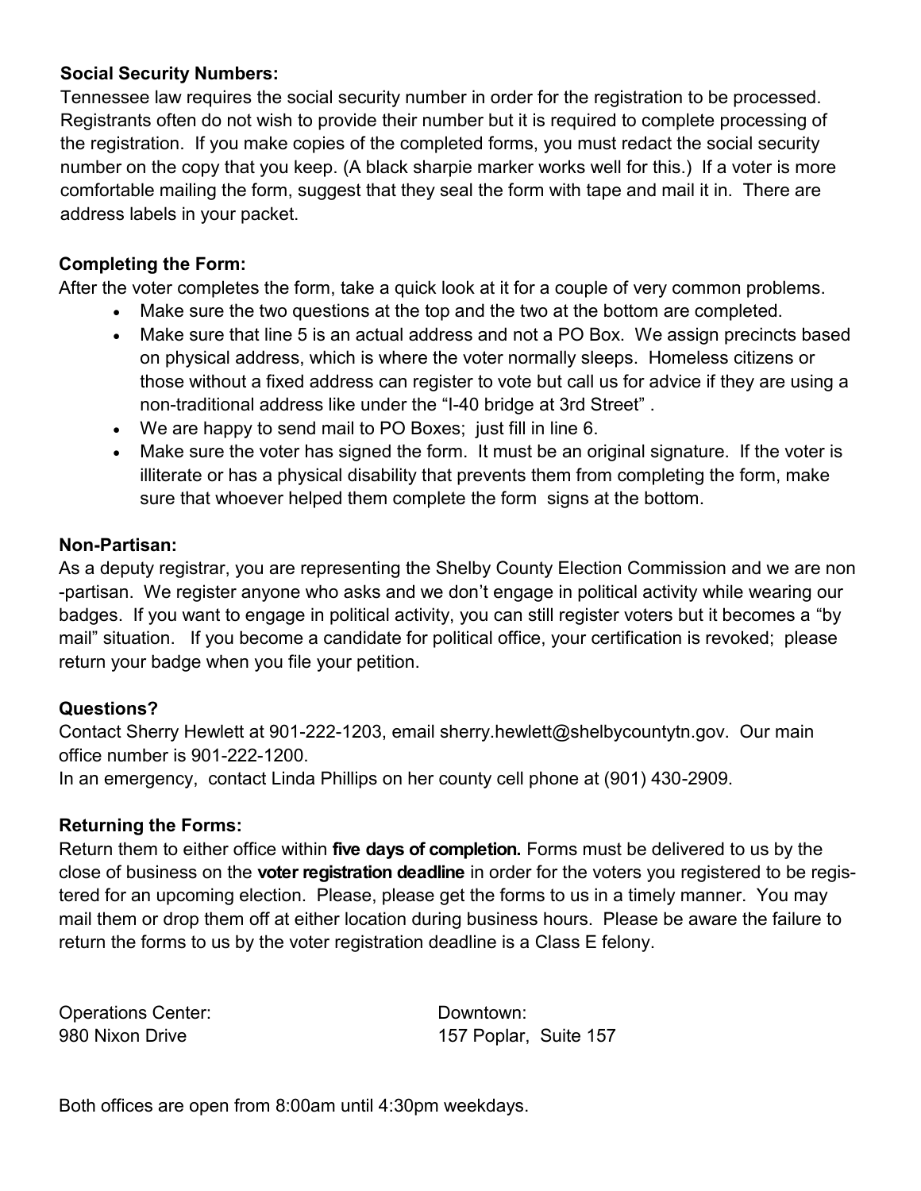**Social Security Numbers:**

Tennessee law requires the social security number in order for the registration to be processed. Registrants often do not wish to provide their number but it is required to complete processing of the registration. If you make copies of the completed forms, you must redact the social security number on the copy that you keep. (A black sharpie marker works well for this.) If a voter is more comfortable mailing the form, suggest that they seal the form with tape and mail it in. There are address labels in your packet.

**Completing the Form:**

After the voter completes the form, take a quick look at it for a couple of very common problems.

- Make sure the two questions at the top and the two at the bottom are completed.
- Make sure that line 5 is an actual address and not a PO Box. We assign precincts based on physical address, which is where the voter normally sleeps. Homeless citizens or those without a fixed address can register to vote but call us for advice if they are using a non-traditional address like under the "I-40 bridge at 3rd Street" .
- We are happy to send mail to PO Boxes; just fill in line 6.
- Make sure the voter has signed the form. It must be an original signature. If the voter is illiterate or has a physical disability that prevents them from completing the form, make sure that whoever helped them complete the form signs at the bottom.

**Non-Partisan:**

As a deputy registrar, you are representing the Shelby County Election Commission and we are non-partisan. We register anyone who asks and we don't engage in political activity while wearing our badges. If you want to engage in political activity, you can still register voters but it becomes a "by mail" situation. If you become a candidate for political office, your certification is revoked; please return your badge when you file your petition.

**Questions?**

Contact Sherry Hewlett at 901-222-1203, email sherry.hewlett@shelbycountytn.gov. Our main office number is 901-222-1200.

In an emergency, contact Linda Phillips on her county cell phone at (901) 430-2909.

**Returning the Forms:**

Return them to either office within **five days of completion.** Forms must be delivered to us by the close of business on the **voter registration deadline** in order for the voters you registered to be registered for an upcoming election. Please, please get the forms to us in a timely manner. You may mail them or drop them off at either location during business hours. Please be aware the failure to return the forms to us by the voter registration deadline is a Class E felony.

Operations Center:
980 Nixon Drive

Downtown:
157 Poplar, Suite 157

Both offices are open from 8:00am until 4:30pm weekdays.